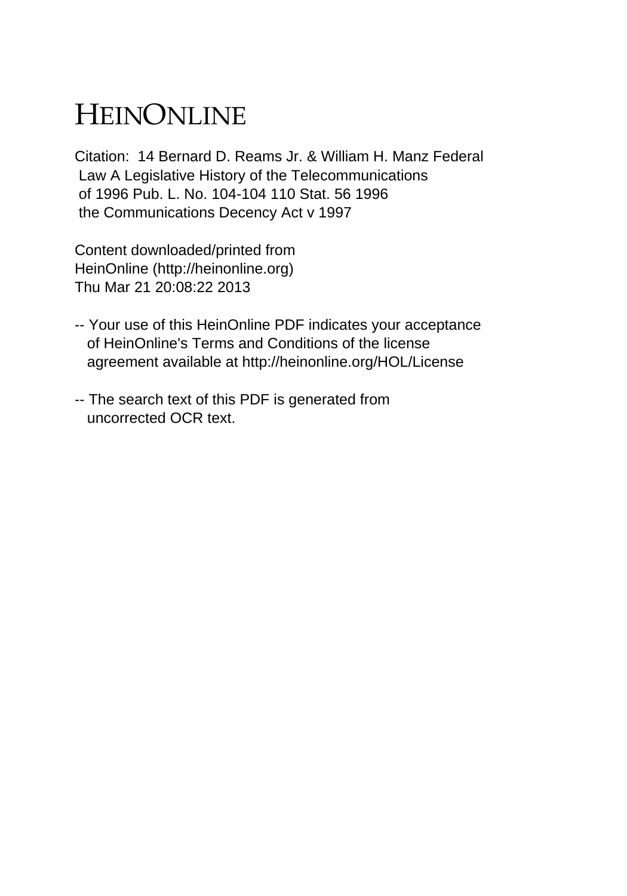# HEINONLINE

Citation: 14 Bernard D. Reams Jr. & William H. Manz Federal Law A Legislative History of the Telecommunications of 1996 Pub. L. No. 104-104 110 Stat. 56 1996 the Communications Decency Act v 1997

Content downloaded/printed from HeinOnline (http://heinonline.org)
Thu Mar 21 20:08:22 2013

-- Your use of this HeinOnline PDF indicates your acceptance of HeinOnline's Terms and Conditions of the license agreement available at http://heinonline.org/HOL/License

-- The search text of this PDF is generated from uncorrected OCR text.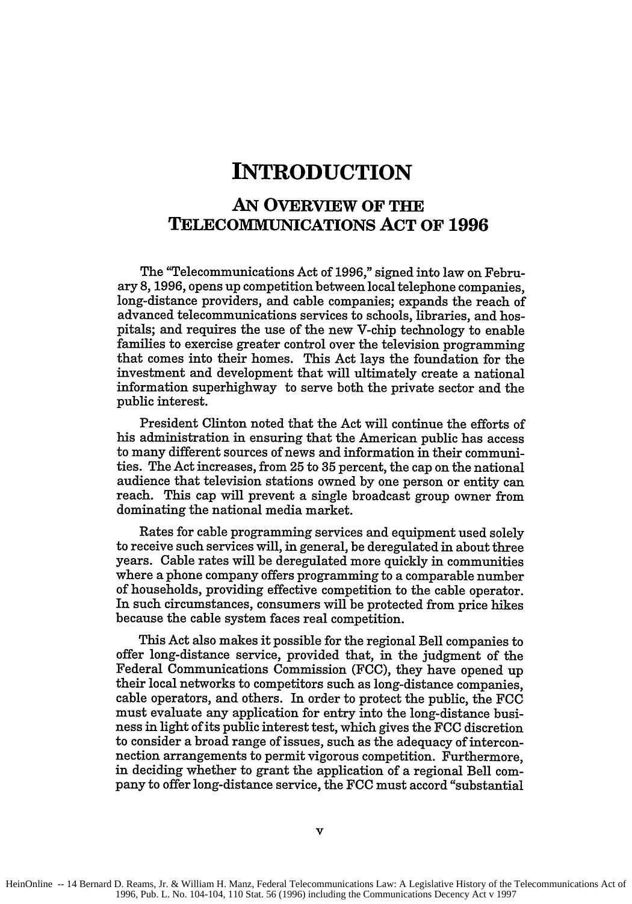# INTRODUCTION

## AN OVERVIEW OF THE TELECOMMUNICATIONS ACT OF 1996

The "Telecommunications Act of 1996," signed into law on February 8, 1996, opens up competition between local telephone companies, long-distance providers, and cable companies; expands the reach of advanced telecommunications services to schools, libraries, and hospitals; and requires the use of the new V-chip technology to enable families to exercise greater control over the television programming that comes into their homes. This Act lays the foundation for the investment and development that will ultimately create a national information superhighway to serve both the private sector and the public interest.

President Clinton noted that the Act will continue the efforts of his administration in ensuring that the American public has access to many different sources of news and information in their communities. The Act increases, from 25 to 35 percent, the cap on the national audience that television stations owned by one person or entity can reach. This cap will prevent a single broadcast group owner from dominating the national media market.

Rates for cable programming services and equipment used solely to receive such services will, in general, be deregulated in about three years. Cable rates will be deregulated more quickly in communities where a phone company offers programming to a comparable number of households, providing effective competition to the cable operator. In such circumstances, consumers will be protected from price hikes because the cable system faces real competition.

This Act also makes it possible for the regional Bell companies to offer long-distance service, provided that, in the judgment of the Federal Communications Commission (FCC), they have opened up their local networks to competitors such as long-distance companies, cable operators, and others. In order to protect the public, the FCC must evaluate any application for entry into the long-distance business in light of its public interest test, which gives the FCC discretion to consider a broad range of issues, such as the adequacy of interconnection arrangements to permit vigorous competition. Furthermore, in deciding whether to grant the application of a regional Bell company to offer long-distance service, the FCC must accord "substantial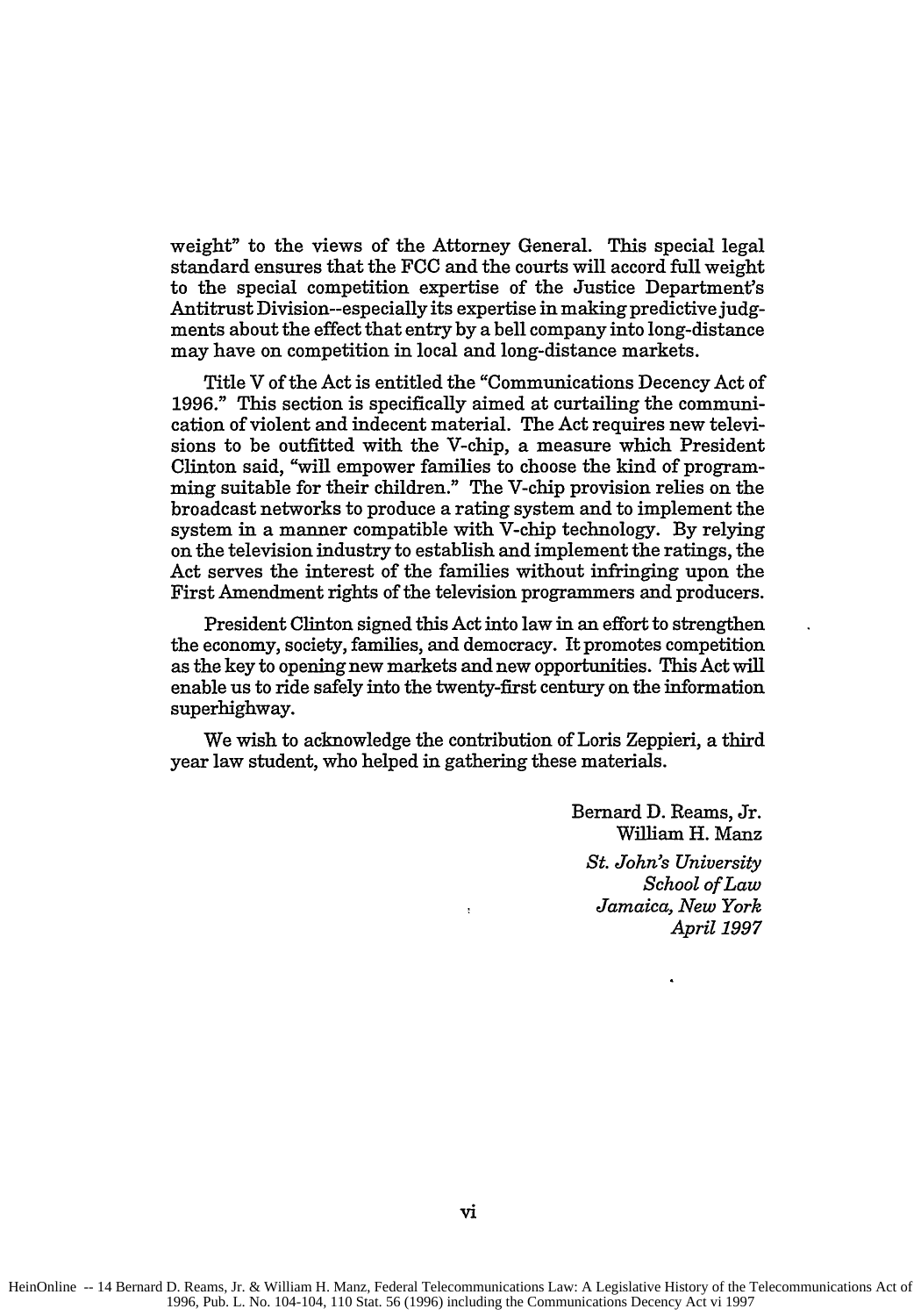weight" to the views of the Attorney General. This special legal standard ensures that the FCC and the courts will accord full weight to the special competition expertise of the Justice Department's Antitrust Division--especially its expertise in making predictive judgments about the effect that entry by a bell company into long-distance may have on competition in local and long-distance markets.

Title V of the Act is entitled the "Communications Decency Act of 1996." This section is specifically aimed at curtailing the communication of violent and indecent material. The Act requires new televisions to be outfitted with the V-chip, a measure which President Clinton said, "will empower families to choose the kind of programming suitable for their children." The V-chip provision relies on the broadcast networks to produce a rating system and to implement the system in a manner compatible with V-chip technology. By relying on the television industry to establish and implement the ratings, the Act serves the interest of the families without infringing upon the First Amendment rights of the television programmers and producers.

President Clinton signed this Act into law in an effort to strengthen the economy, society, families, and democracy. It promotes competition as the key to opening new markets and new opportunities. This Act will enable us to ride safely into the twenty-first century on the information superhighway.

We wish to acknowledge the contribution of Loris Zeppieri, a third year law student, who helped in gathering these materials.

Bernard D. Reams, Jr.
William H. Manz
*St. John's University*
*School of Law*
*Jamaica, New York*
*April 1997*